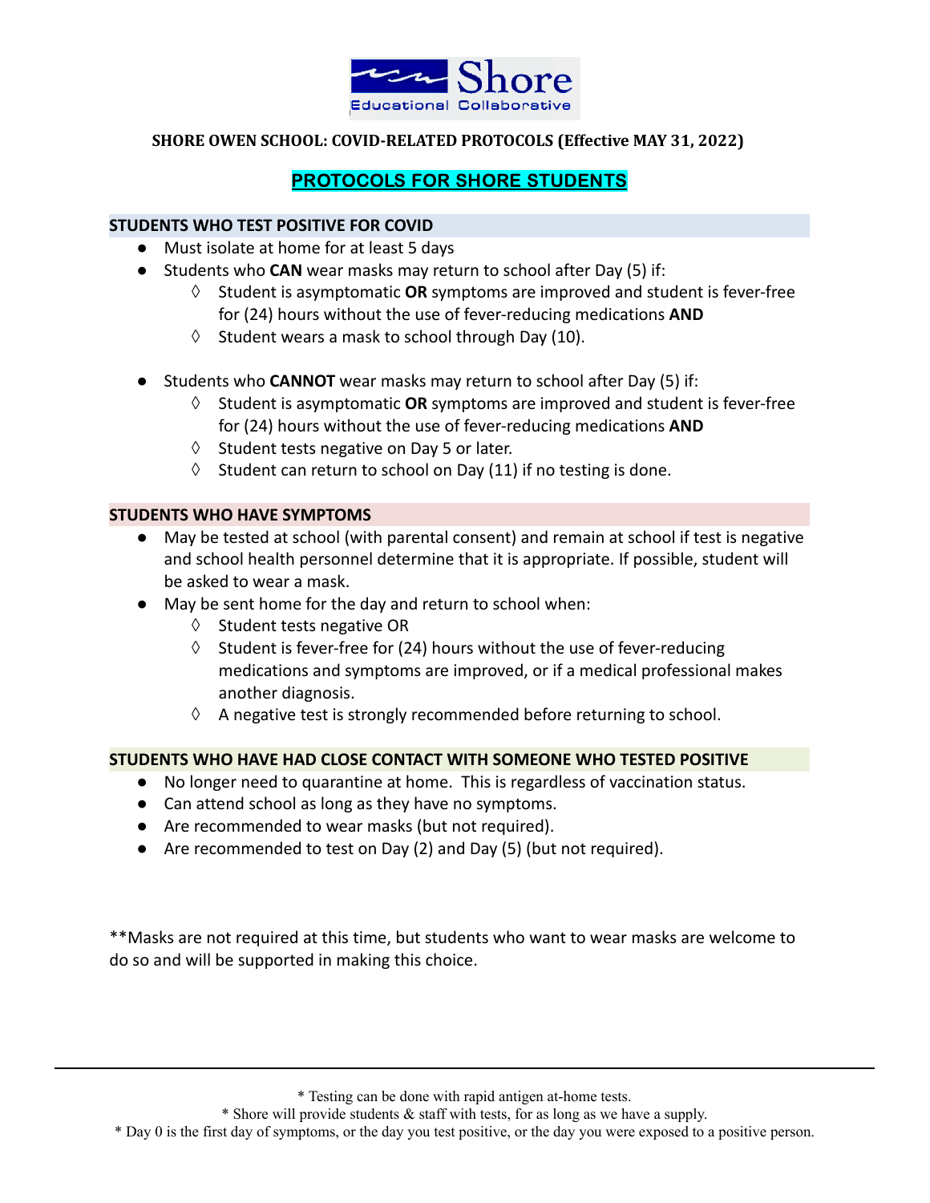Shore Educational Collaborative

**SHORE OWEN SCHOOL: COVID-RELATED PROTOCOLS (Effective MAY 31, 2022)**

## PROTOCOLS FOR SHORE STUDENTS

### STUDENTS WHO TEST POSITIVE FOR COVID

- Must isolate at home for at least 5 days
- Students who **CAN** wear masks may return to school after Day (5) if:
  - ◊ Student is asymptomatic **OR** symptoms are improved and student is fever-free for (24) hours without the use of fever-reducing medications **AND**
  - ◊ Student wears a mask to school through Day (10).

- Students who **CANNOT** wear masks may return to school after Day (5) if:
  - ◊ Student is asymptomatic **OR** symptoms are improved and student is fever-free for (24) hours without the use of fever-reducing medications **AND**
  - ◊ Student tests negative on Day 5 or later.
  - ◊ Student can return to school on Day (11) if no testing is done.

### STUDENTS WHO HAVE SYMPTOMS

- May be tested at school (with parental consent) and remain at school if test is negative and school health personnel determine that it is appropriate. If possible, student will be asked to wear a mask.
- May be sent home for the day and return to school when:
  - ◊ Student tests negative OR
  - ◊ Student is fever-free for (24) hours without the use of fever-reducing medications and symptoms are improved, or if a medical professional makes another diagnosis.
  - ◊ A negative test is strongly recommended before returning to school.

### STUDENTS WHO HAVE HAD CLOSE CONTACT WITH SOMEONE WHO TESTED POSITIVE

- No longer need to quarantine at home. This is regardless of vaccination status.
- Can attend school as long as they have no symptoms.
- Are recommended to wear masks (but not required).
- Are recommended to test on Day (2) and Day (5) (but not required).

**Masks are not required at this time, but students who want to wear masks are welcome to do so and will be supported in making this choice.

---

* Testing can be done with rapid antigen at-home tests.
* Shore will provide students & staff with tests, for as long as we have a supply.
* Day 0 is the first day of symptoms, or the day you test positive, or the day you were exposed to a positive person.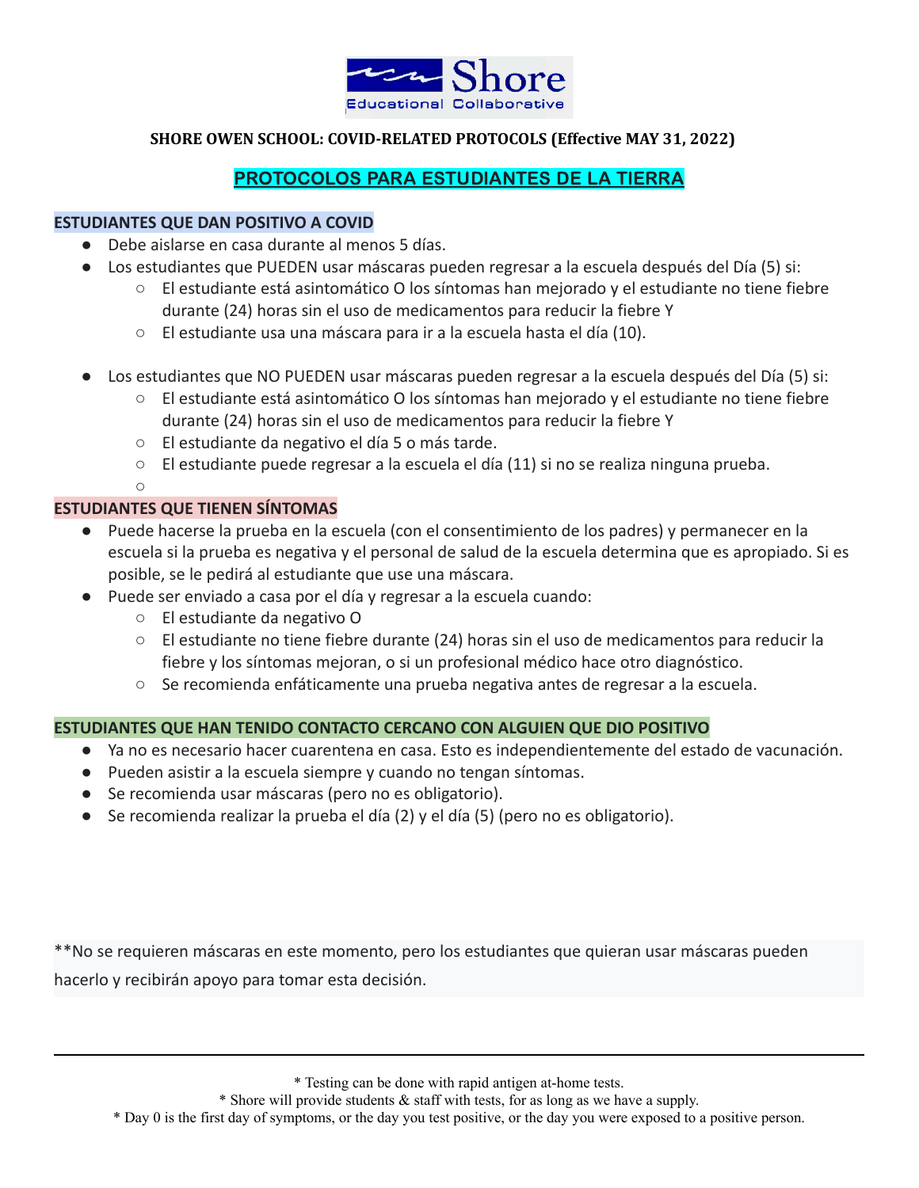**SHORE OWEN SCHOOL: COVID-RELATED PROTOCOLS (Effective MAY 31, 2022)**

## PROTOCOLOS PARA ESTUDIANTES DE LA TIERRA

### ESTUDIANTES QUE DAN POSITIVO A COVID

- Debe aislarse en casa durante al menos 5 días.
- Los estudiantes que PUEDEN usar máscaras pueden regresar a la escuela después del Día (5) si:
  - El estudiante está asintomático O los síntomas han mejorado y el estudiante no tiene fiebre durante (24) horas sin el uso de medicamentos para reducir la fiebre Y
  - El estudiante usa una máscara para ir a la escuela hasta el día (10).

- Los estudiantes que NO PUEDEN usar máscaras pueden regresar a la escuela después del Día (5) si:
  - El estudiante está asintomático O los síntomas han mejorado y el estudiante no tiene fiebre durante (24) horas sin el uso de medicamentos para reducir la fiebre Y
  - El estudiante da negativo el día 5 o más tarde.
  - El estudiante puede regresar a la escuela el día (11) si no se realiza ninguna prueba.

### ESTUDIANTES QUE TIENEN SÍNTOMAS

- Puede hacerse la prueba en la escuela (con el consentimiento de los padres) y permanecer en la escuela si la prueba es negativa y el personal de salud de la escuela determina que es apropiado. Si es posible, se le pedirá al estudiante que use una máscara.
- Puede ser enviado a casa por el día y regresar a la escuela cuando:
  - El estudiante da negativo O
  - El estudiante no tiene fiebre durante (24) horas sin el uso de medicamentos para reducir la fiebre y los síntomas mejoran, o si un profesional médico hace otro diagnóstico.
  - Se recomienda enfáticamente una prueba negativa antes de regresar a la escuela.

### ESTUDIANTES QUE HAN TENIDO CONTACTO CERCANO CON ALGUIEN QUE DIO POSITIVO

- Ya no es necesario hacer cuarentena en casa. Esto es independientemente del estado de vacunación.
- Pueden asistir a la escuela siempre y cuando no tengan síntomas.
- Se recomienda usar máscaras (pero no es obligatorio).
- Se recomienda realizar la prueba el día (2) y el día (5) (pero no es obligatorio).

**No se requieren máscaras en este momento, pero los estudiantes que quieran usar máscaras pueden hacerlo y recibirán apoyo para tomar esta decisión.

---

\* Testing can be done with rapid antigen at-home tests.
\* Shore will provide students & staff with tests, for as long as we have a supply.
\* Day 0 is the first day of symptoms, or the day you test positive, or the day you were exposed to a positive person.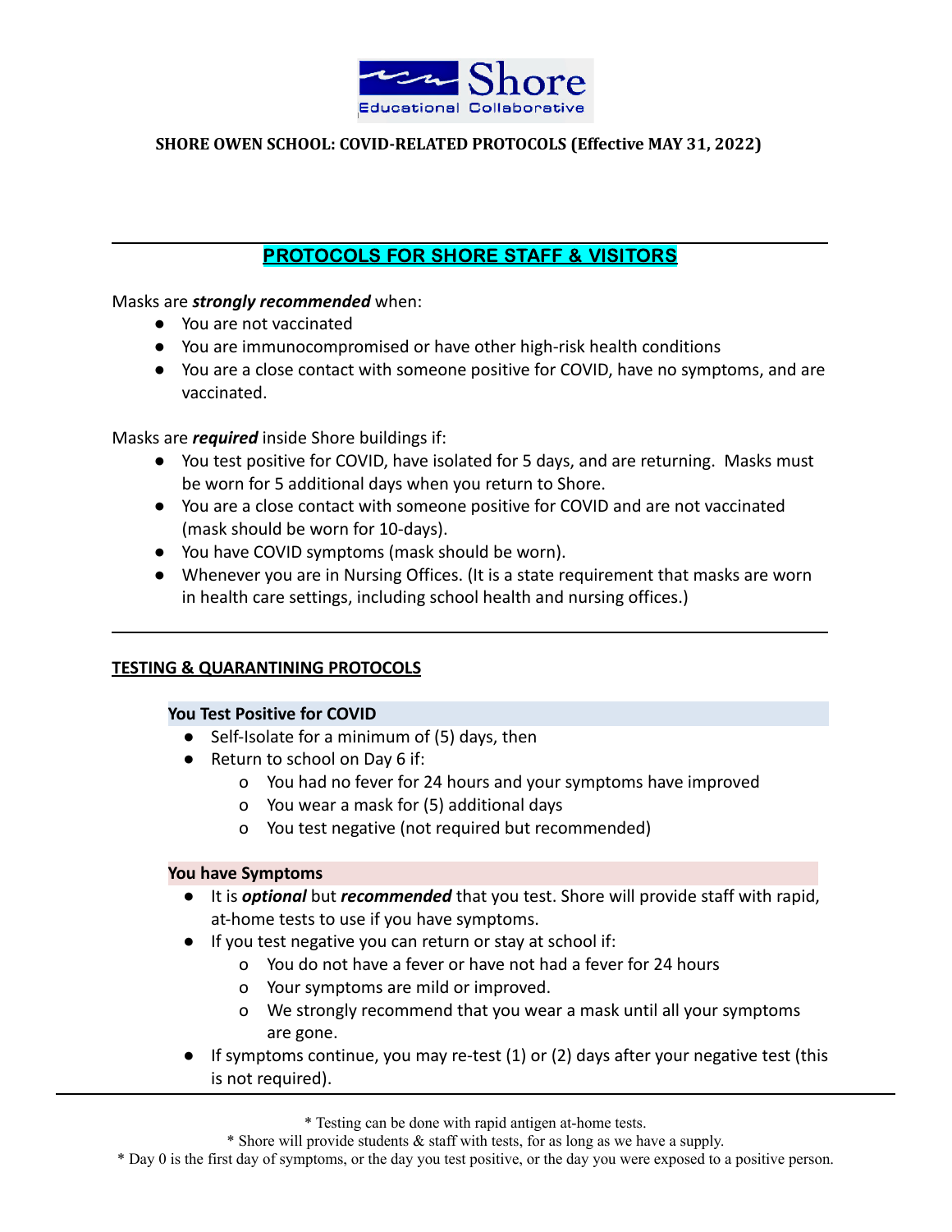Shore Educational Collaborative

**SHORE OWEN SCHOOL: COVID-RELATED PROTOCOLS (Effective MAY 31, 2022)**

## PROTOCOLS FOR SHORE STAFF & VISITORS

Masks are ***strongly recommended*** when:

- You are not vaccinated
- You are immunocompromised or have other high-risk health conditions
- You are a close contact with someone positive for COVID, have no symptoms, and are vaccinated.

Masks are ***required*** inside Shore buildings if:

- You test positive for COVID, have isolated for 5 days, and are returning. Masks must be worn for 5 additional days when you return to Shore.
- You are a close contact with someone positive for COVID and are not vaccinated (mask should be worn for 10-days).
- You have COVID symptoms (mask should be worn).
- Whenever you are in Nursing Offices. (It is a state requirement that masks are worn in health care settings, including school health and nursing offices.)

## TESTING & QUARANTINING PROTOCOLS

### You Test Positive for COVID

- Self-Isolate for a minimum of (5) days, then
- Return to school on Day 6 if:
  - You had no fever for 24 hours and your symptoms have improved
  - You wear a mask for (5) additional days
  - You test negative (not required but recommended)

### You have Symptoms

- It is ***optional*** but ***recommended*** that you test. Shore will provide staff with rapid, at-home tests to use if you have symptoms.
- If you test negative you can return or stay at school if:
  - You do not have a fever or have not had a fever for 24 hours
  - Your symptoms are mild or improved.
  - We strongly recommend that you wear a mask until all your symptoms are gone.
- If symptoms continue, you may re-test (1) or (2) days after your negative test (this is not required).

\* Testing can be done with rapid antigen at-home tests.

\* Shore will provide students & staff with tests, for as long as we have a supply.

\* Day 0 is the first day of symptoms, or the day you test positive, or the day you were exposed to a positive person.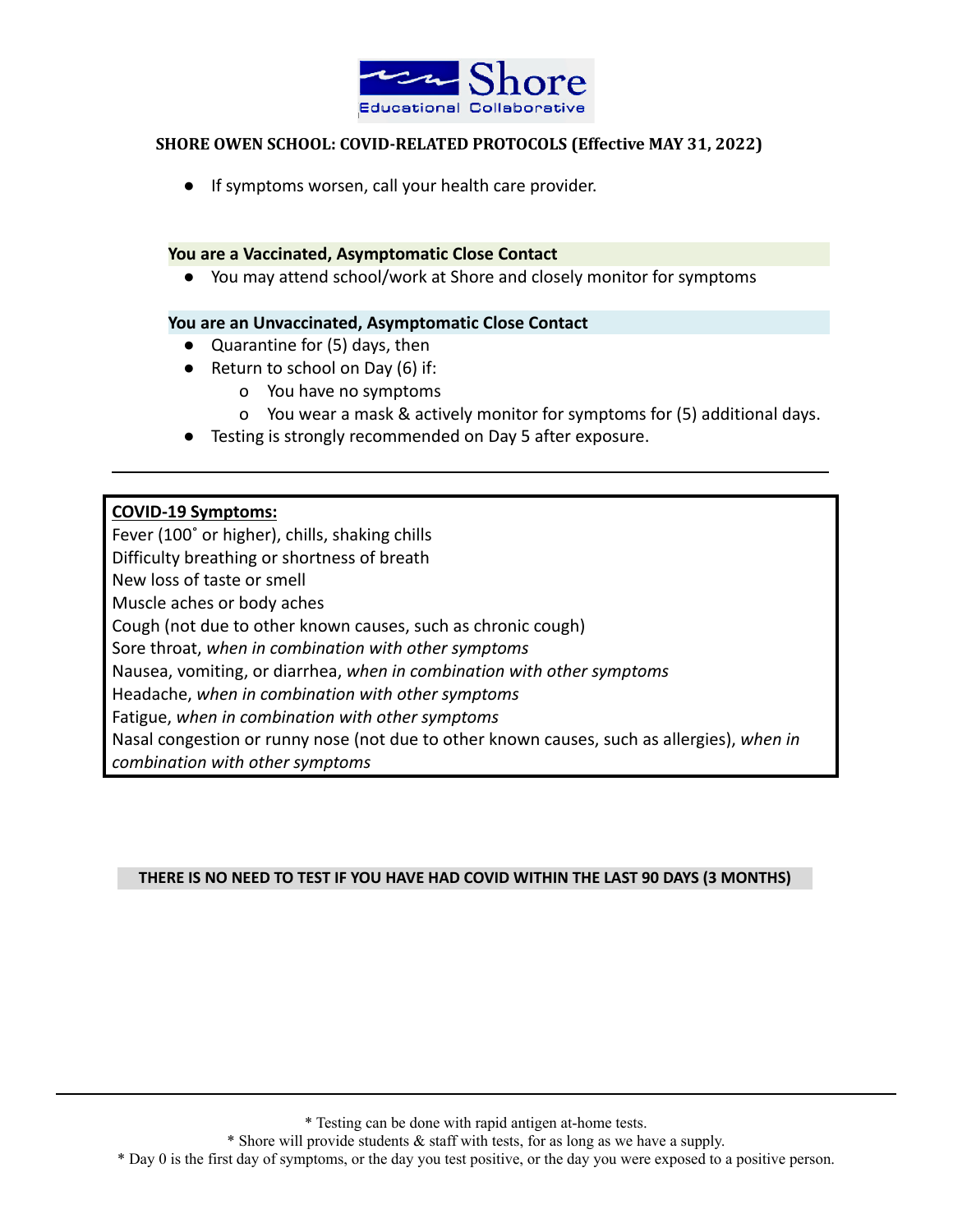**SHORE OWEN SCHOOL: COVID-RELATED PROTOCOLS (Effective MAY 31, 2022)**

- If symptoms worsen, call your health care provider.

**You are a Vaccinated, Asymptomatic Close Contact**

- You may attend school/work at Shore and closely monitor for symptoms

**You are an Unvaccinated, Asymptomatic Close Contact**

- Quarantine for (5) days, then
- Return to school on Day (6) if:
  - You have no symptoms
  - You wear a mask & actively monitor for symptoms for (5) additional days.
- Testing is strongly recommended on Day 5 after exposure.

---

**COVID-19 Symptoms:**

Fever (100˚ or higher), chills, shaking chills
Difficulty breathing or shortness of breath
New loss of taste or smell
Muscle aches or body aches
Cough (not due to other known causes, such as chronic cough)
Sore throat, *when in combination with other symptoms*
Nausea, vomiting, or diarrhea, *when in combination with other symptoms*
Headache, *when in combination with other symptoms*
Fatigue, *when in combination with other symptoms*
Nasal congestion or runny nose (not due to other known causes, such as allergies), *when in combination with other symptoms*

**THERE IS NO NEED TO TEST IF YOU HAVE HAD COVID WITHIN THE LAST 90 DAYS (3 MONTHS)**

---

\* Testing can be done with rapid antigen at-home tests.
\* Shore will provide students & staff with tests, for as long as we have a supply.
\* Day 0 is the first day of symptoms, or the day you test positive, or the day you were exposed to a positive person.